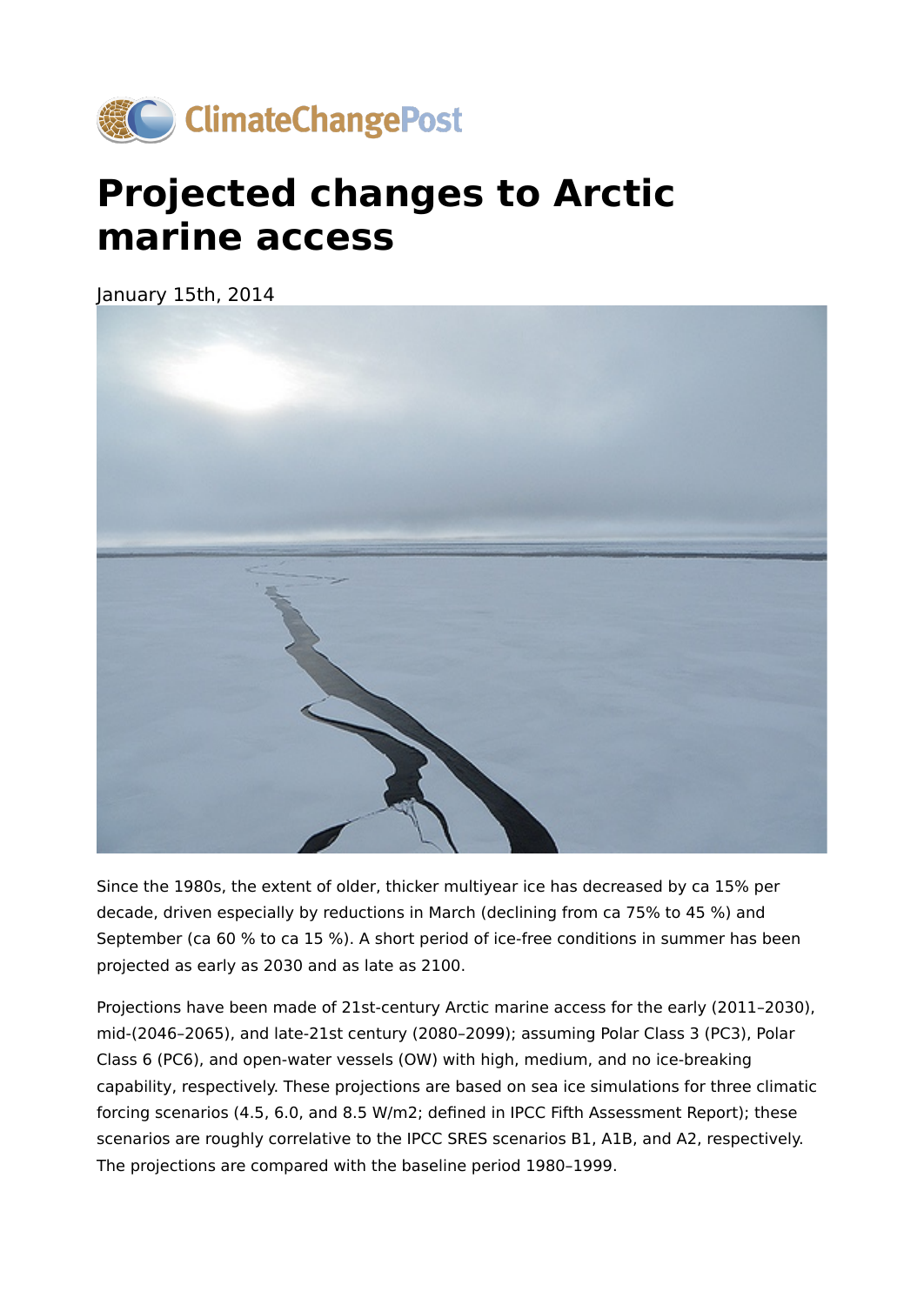ClimateChangePost

# Projected changes to Arctic marine access

January 15th, 2014

Since the 1980s, the extent of older, thicker multiyear ice has decreased by ca 15% per decade, driven especially by reductions in March (declining from ca 75% to 45 %) and September (ca 60 % to ca 15 %). A short period of ice-free conditions in summer has been projected as early as 2030 and as late as 2100.

Projections have been made of 21st-century Arctic marine access for the early (2011–2030), mid-(2046–2065), and late-21st century (2080–2099); assuming Polar Class 3 (PC3), Polar Class 6 (PC6), and open-water vessels (OW) with high, medium, and no ice-breaking capability, respectively. These projections are based on sea ice simulations for three climatic forcing scenarios (4.5, 6.0, and 8.5 W/m2; defined in IPCC Fifth Assessment Report); these scenarios are roughly correlative to the IPCC SRES scenarios B1, A1B, and A2, respectively. The projections are compared with the baseline period 1980–1999.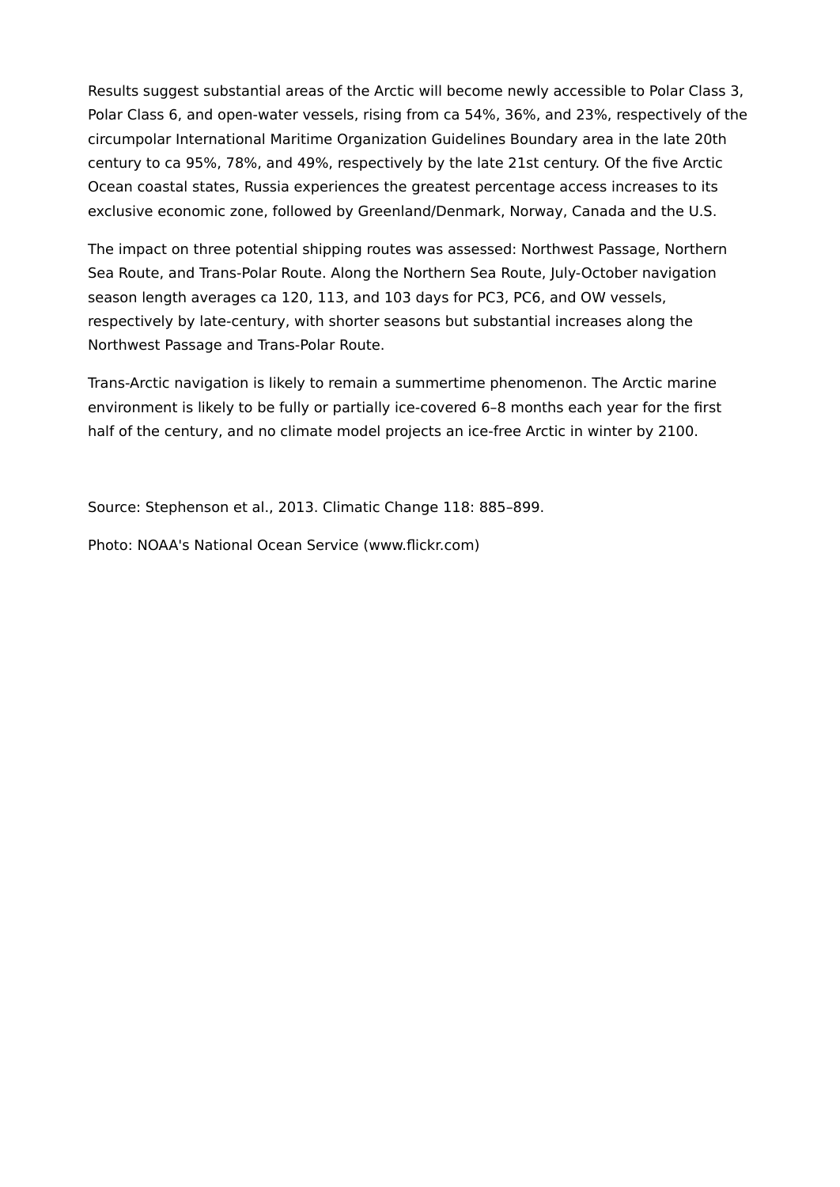Results suggest substantial areas of the Arctic will become newly accessible to Polar Class 3, Polar Class 6, and open-water vessels, rising from ca 54%, 36%, and 23%, respectively of the circumpolar International Maritime Organization Guidelines Boundary area in the late 20th century to ca 95%, 78%, and 49%, respectively by the late 21st century. Of the five Arctic Ocean coastal states, Russia experiences the greatest percentage access increases to its exclusive economic zone, followed by Greenland/Denmark, Norway, Canada and the U.S.

The impact on three potential shipping routes was assessed: Northwest Passage, Northern Sea Route, and Trans-Polar Route. Along the Northern Sea Route, July-October navigation season length averages ca 120, 113, and 103 days for PC3, PC6, and OW vessels, respectively by late-century, with shorter seasons but substantial increases along the Northwest Passage and Trans-Polar Route.

Trans-Arctic navigation is likely to remain a summertime phenomenon. The Arctic marine environment is likely to be fully or partially ice-covered 6–8 months each year for the first half of the century, and no climate model projects an ice-free Arctic in winter by 2100.

Source: Stephenson et al., 2013. Climatic Change 118: 885–899.

Photo: NOAA's National Ocean Service (www.flickr.com)